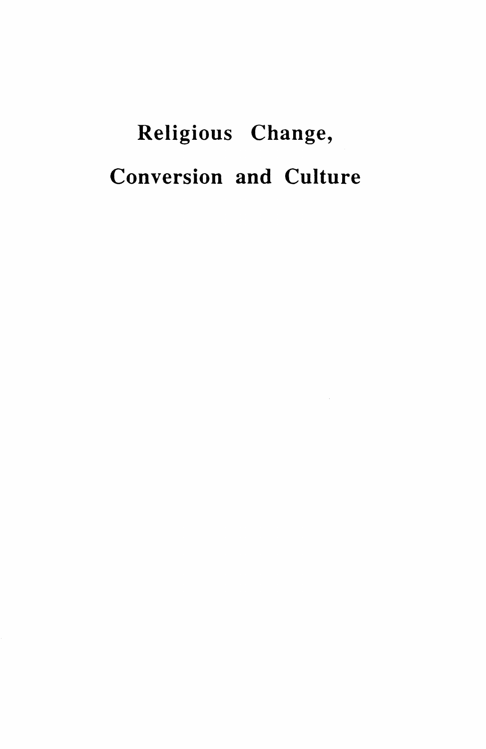# Religious Change, Conversion and Culture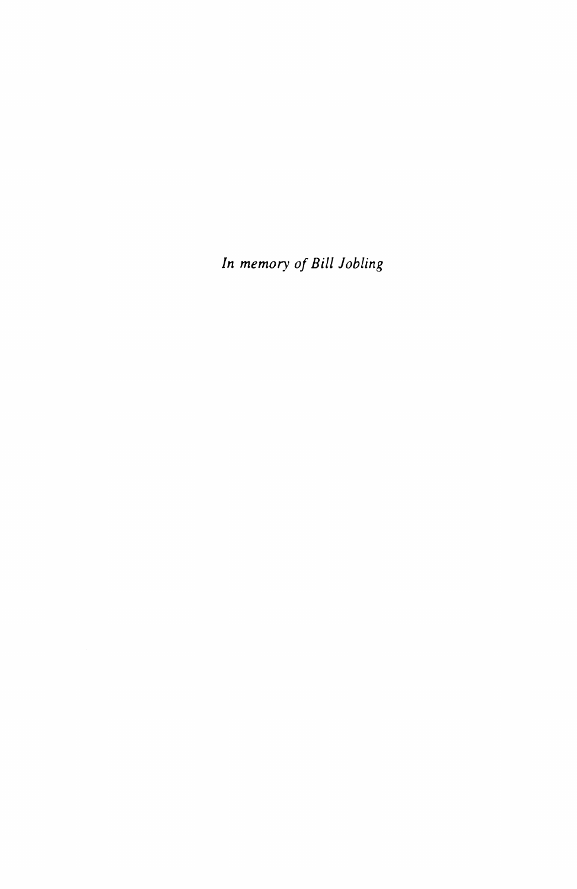*In memory of Bill Jobling*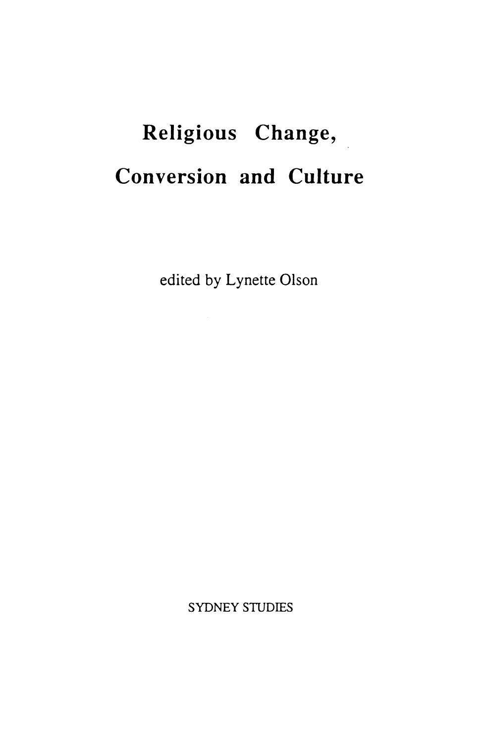# Religious Change, Conversion and Culture

edited by Lynette Olson

SYDNEY STUDIES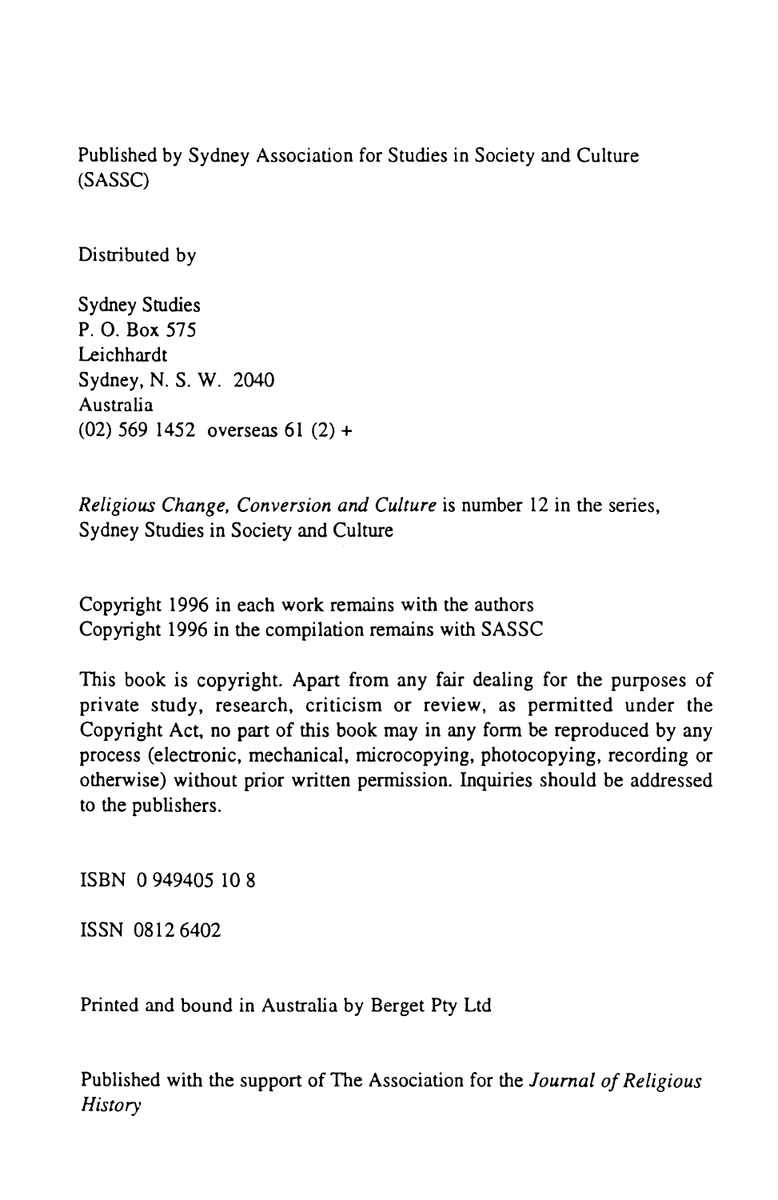Published by Sydney Association for Studies in Society and Culture (SASSC)

Distributed by

Sydney Studies
P. O. Box 575
Leichhardt
Sydney, N. S. W. 2040
Australia
(02) 569 1452 overseas 61 (2) +

*Religious Change, Conversion and Culture* is number 12 in the series, Sydney Studies in Society and Culture

Copyright 1996 in each work remains with the authors
Copyright 1996 in the compilation remains with SASSC

This book is copyright. Apart from any fair dealing for the purposes of private study, research, criticism or review, as permitted under the Copyright Act, no part of this book may in any form be reproduced by any process (electronic, mechanical, microcopying, photocopying, recording or otherwise) without prior written permission. Inquiries should be addressed to the publishers.

ISBN 0 949405 10 8

ISSN 0812 6402

Printed and bound in Australia by Berget Pty Ltd

Published with the support of The Association for the *Journal of Religious History*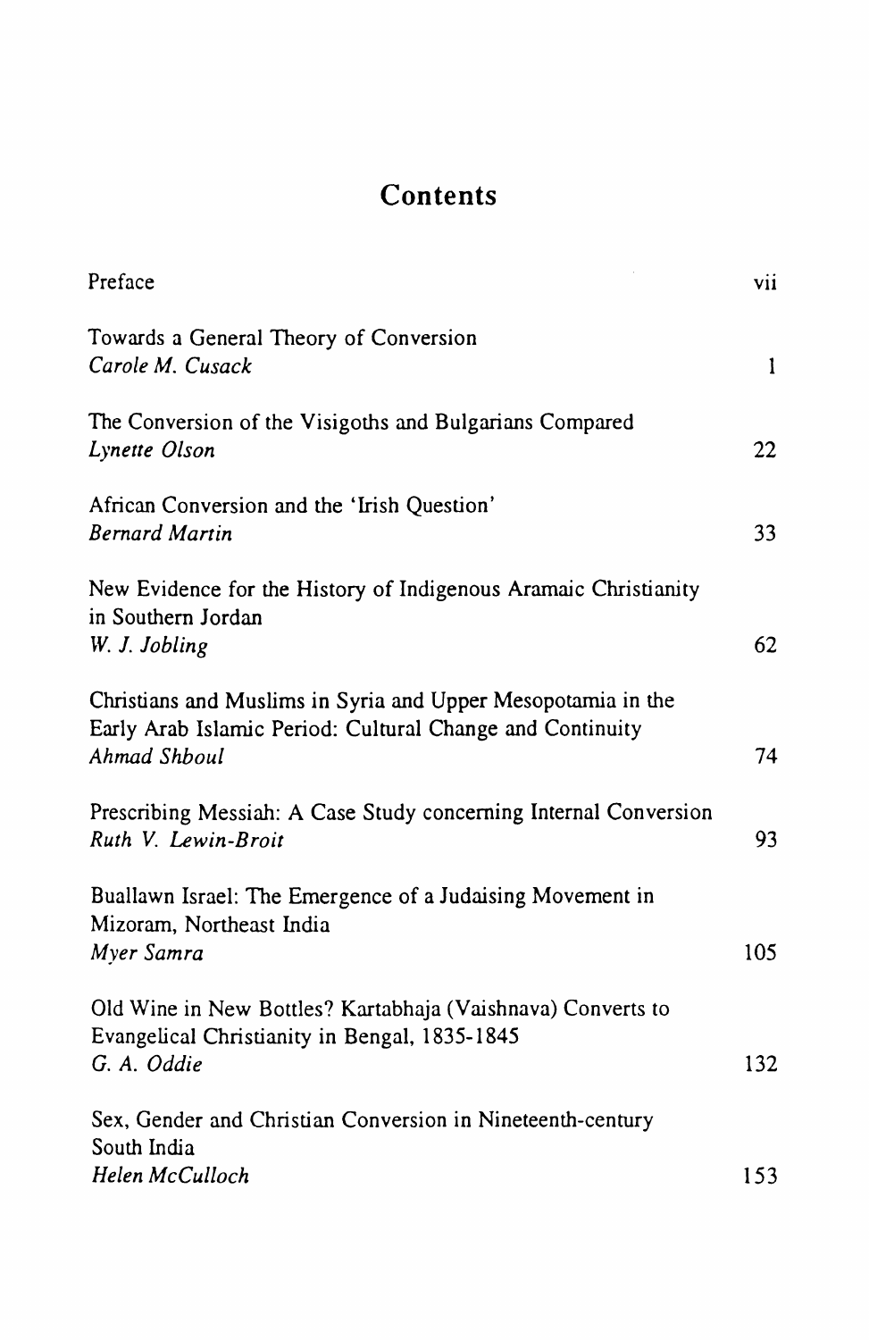# Contents

| | |
|---|---|
| Preface | vii |
| Towards a General Theory of Conversion<br>*Carole M. Cusack* | 1 |
| The Conversion of the Visigoths and Bulgarians Compared<br>*Lynette Olson* | 22 |
| African Conversion and the 'Irish Question'<br>*Bernard Martin* | 33 |
| New Evidence for the History of Indigenous Aramaic Christianity in Southern Jordan<br>*W. J. Jobling* | 62 |
| Christians and Muslims in Syria and Upper Mesopotamia in the Early Arab Islamic Period: Cultural Change and Continuity<br>*Ahmad Shboul* | 74 |
| Prescribing Messiah: A Case Study concerning Internal Conversion<br>*Ruth V. Lewin-Broit* | 93 |
| Buallawn Israel: The Emergence of a Judaising Movement in Mizoram, Northeast India<br>*Myer Samra* | 105 |
| Old Wine in New Bottles? Kartabhaja (Vaishnava) Converts to Evangelical Christianity in Bengal, 1835-1845<br>*G. A. Oddie* | 132 |
| Sex, Gender and Christian Conversion in Nineteenth-century South India<br>*Helen McCulloch* | 153 |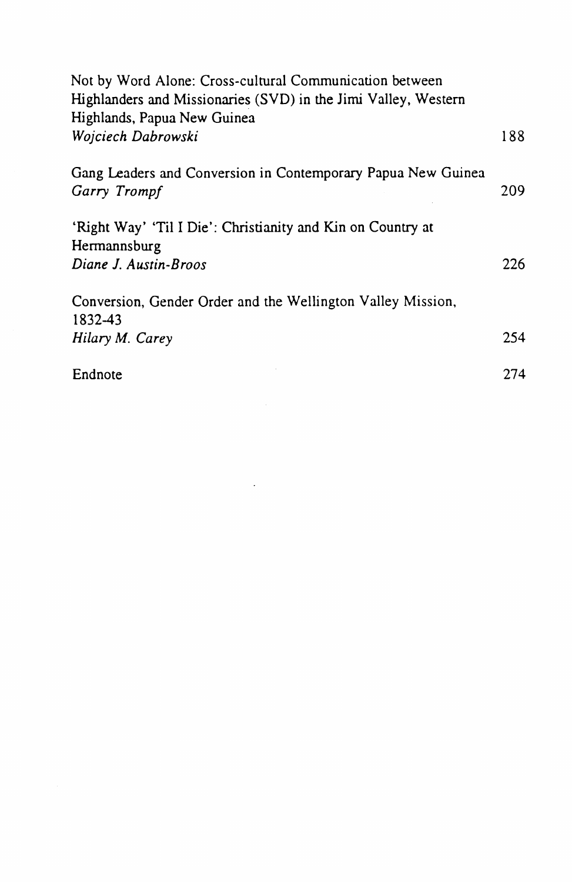Not by Word Alone: Cross-cultural Communication between Highlanders and Missionaries (SVD) in the Jimi Valley, Western Highlands, Papua New Guinea
*Wojciech Dabrowski* 188

Gang Leaders and Conversion in Contemporary Papua New Guinea
*Garry Trompf* 209

'Right Way' 'Til I Die': Christianity and Kin on Country at Hermannsburg
*Diane J. Austin-Broos* 226

Conversion, Gender Order and the Wellington Valley Mission, 1832-43
*Hilary M. Carey* 254

Endnote 274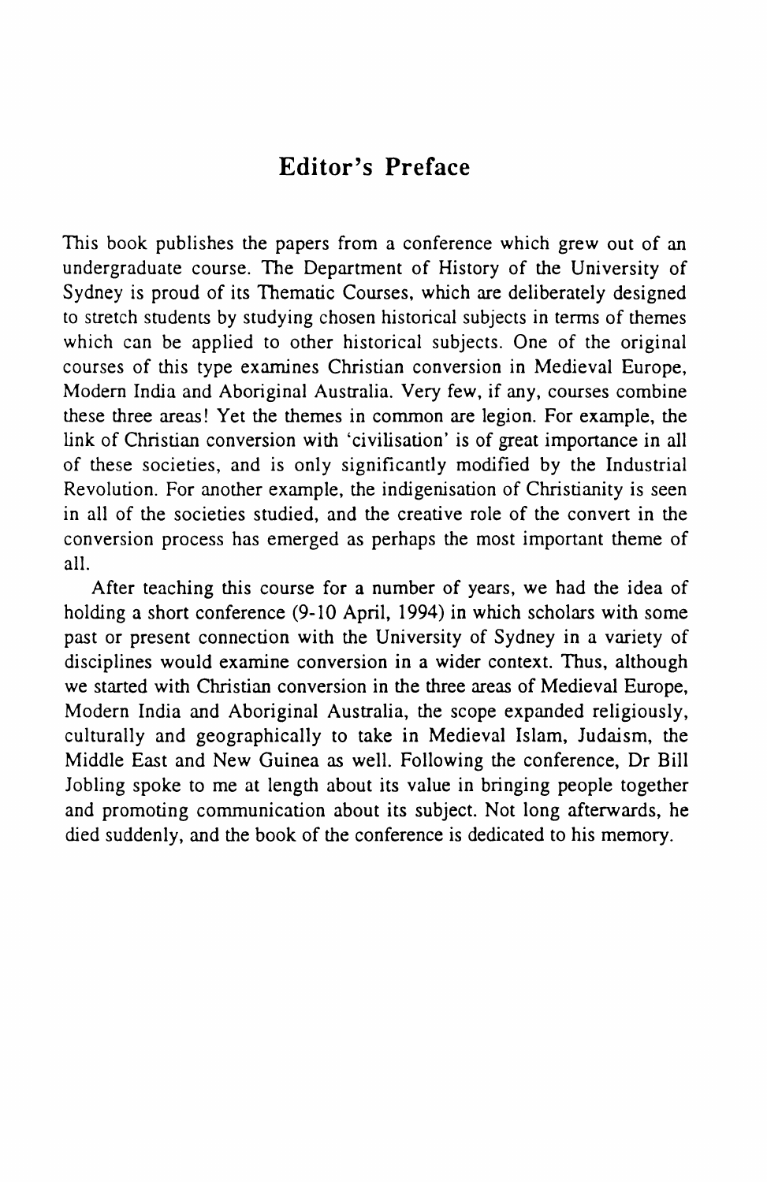## Editor's Preface

This book publishes the papers from a conference which grew out of an undergraduate course. The Department of History of the University of Sydney is proud of its Thematic Courses, which are deliberately designed to stretch students by studying chosen historical subjects in terms of themes which can be applied to other historical subjects. One of the original courses of this type examines Christian conversion in Medieval Europe, Modern India and Aboriginal Australia. Very few, if any, courses combine these three areas! Yet the themes in common are legion. For example, the link of Christian conversion with 'civilisation' is of great importance in all of these societies, and is only significantly modified by the Industrial Revolution. For another example, the indigenisation of Christianity is seen in all of the societies studied, and the creative role of the convert in the conversion process has emerged as perhaps the most important theme of all.

After teaching this course for a number of years, we had the idea of holding a short conference (9-10 April, 1994) in which scholars with some past or present connection with the University of Sydney in a variety of disciplines would examine conversion in a wider context. Thus, although we started with Christian conversion in the three areas of Medieval Europe, Modern India and Aboriginal Australia, the scope expanded religiously, culturally and geographically to take in Medieval Islam, Judaism, the Middle East and New Guinea as well. Following the conference, Dr Bill Jobling spoke to me at length about its value in bringing people together and promoting communication about its subject. Not long afterwards, he died suddenly, and the book of the conference is dedicated to his memory.